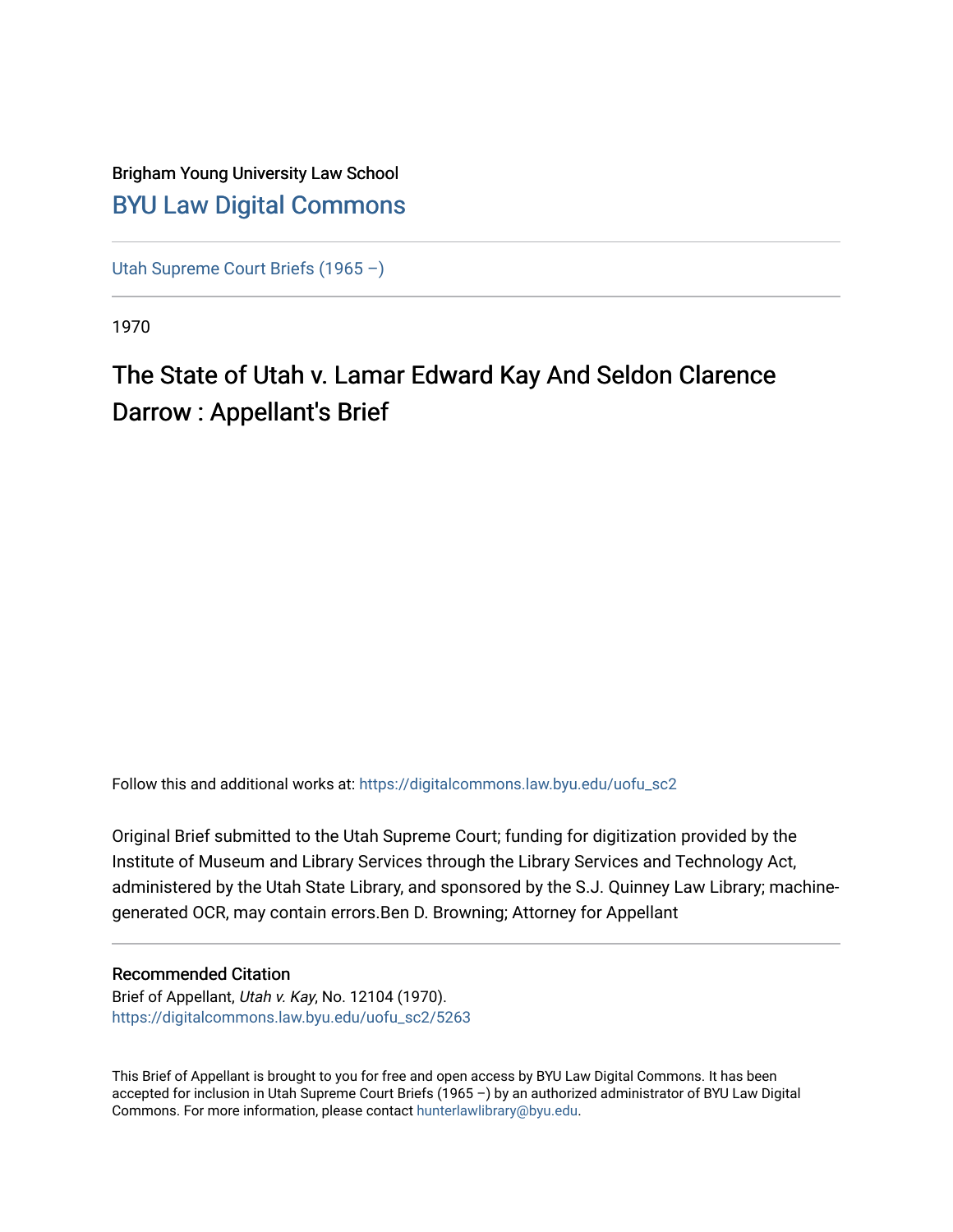Brigham Young University Law School

# [BYU Law Digital Commons](https://digitalcommons.law.byu.edu)

[Utah Supreme Court Briefs (1965 –)](https://digitalcommons.law.byu.edu/uofu_sc2)

1970

## The State of Utah v. Lamar Edward Kay And Seldon Clarence Darrow : Appellant's Brief

Follow this and additional works at: https://digitalcommons.law.byu.edu/uofu_sc2

Original Brief submitted to the Utah Supreme Court; funding for digitization provided by the Institute of Museum and Library Services through the Library Services and Technology Act, administered by the Utah State Library, and sponsored by the S.J. Quinney Law Library; machine-generated OCR, may contain errors.Ben D. Browning; Attorney for Appellant

### Recommended Citation

Brief of Appellant, *Utah v. Kay*, No. 12104 (1970).
https://digitalcommons.law.byu.edu/uofu_sc2/5263

This Brief of Appellant is brought to you for free and open access by BYU Law Digital Commons. It has been accepted for inclusion in Utah Supreme Court Briefs (1965 –) by an authorized administrator of BYU Law Digital Commons. For more information, please contact hunterlawlibrary@byu.edu.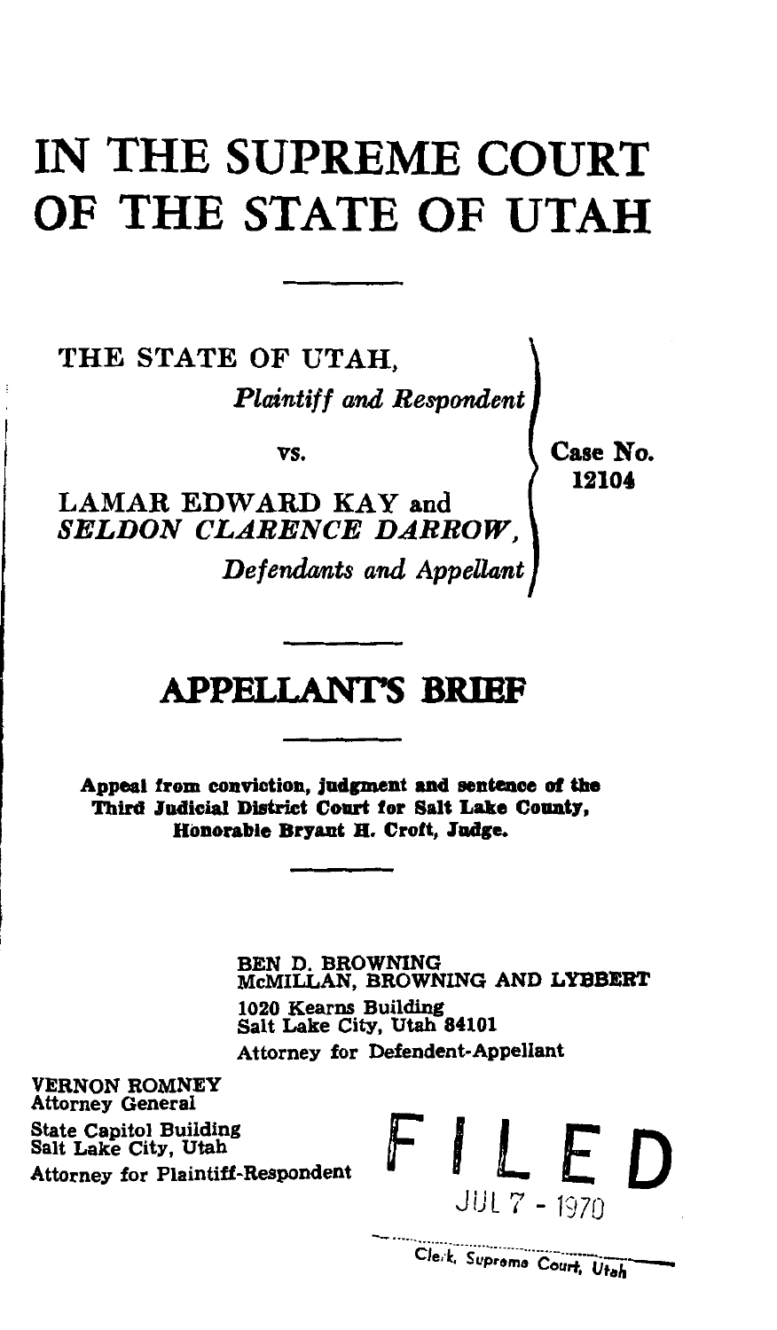# IN THE SUPREME COURT OF THE STATE OF UTAH

---

THE STATE OF UTAH,
*Plaintiff and Respondent*

vs.

LAMAR EDWARD KAY and
*SELDON CLARENCE DARROW,*
*Defendants and Appellant*

Case No. 12104

---

## APPELLANT'S BRIEF

---

**Appeal from conviction, judgment and sentence of the Third Judicial District Court for Salt Lake County, Honorable Bryant H. Croft, Judge.**

---

BEN D. BROWNING
McMILLAN, BROWNING AND LYBBERT
1020 Kearns Building
Salt Lake City, Utah 84101
Attorney for Defendent-Appellant

VERNON ROMNEY
Attorney General
State Capitol Building
Salt Lake City, Utah
Attorney for Plaintiff-Respondent

FILED
JUL 7 - 1970

Clerk, Supreme Court, Utah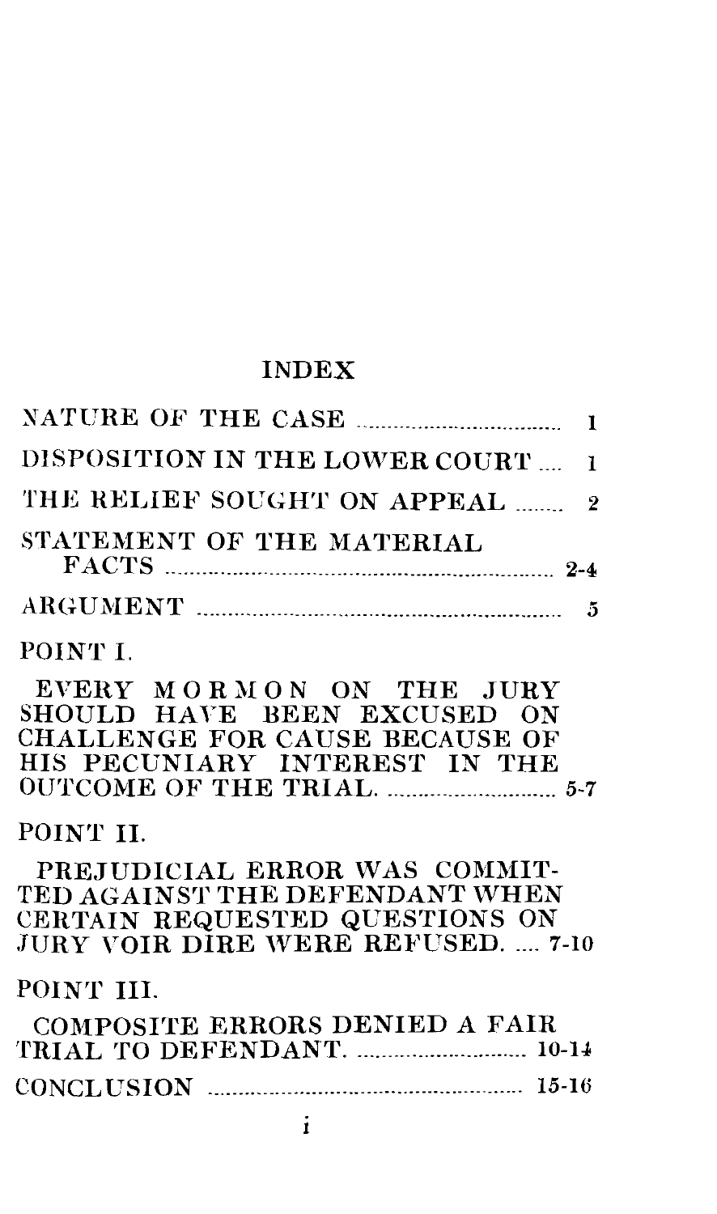# INDEX

NATURE OF THE CASE .................................. 1

DISPOSITION IN THE LOWER COURT .... 1

THE RELIEF SOUGHT ON APPEAL ........ 2

STATEMENT OF THE MATERIAL FACTS .................................................................. 2-4

ARGUMENT .............................................................. 5

POINT I.

EVERY MORMON ON THE JURY SHOULD HAVE BEEN EXCUSED ON CHALLENGE FOR CAUSE BECAUSE OF HIS PECUNIARY INTEREST IN THE OUTCOME OF THE TRIAL. ............................ 5-7

POINT II.

PREJUDICIAL ERROR WAS COMMITTED AGAINST THE DEFENDANT WHEN CERTAIN REQUESTED QUESTIONS ON JURY VOIR DIRE WERE REFUSED. .... 7-10

POINT III.

COMPOSITE ERRORS DENIED A FAIR TRIAL TO DEFENDANT. ............................ 10-14

CONCLUSION ...................................................... 15-16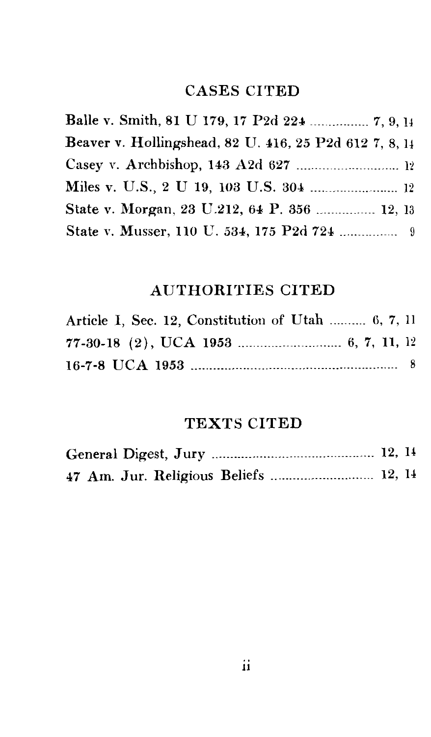## CASES CITED

Balle v. Smith, 81 U 179, 17 P2d 224 ................ 7, 9, 14
Beaver v. Hollingshead, 82 U. 416, 25 P2d 612 7, 8, 14
Casey v. Archbishop, 143 A2d 627 ............................ 12
Miles v. U.S., 2 U 19, 103 U.S. 304 ........................ 12
State v. Morgan, 23 U.212, 64 P. 356 ................ 12, 13
State v. Musser, 110 U. 534, 175 P2d 724 ................ 9

## AUTHORITIES CITED

Article I, Sec. 12, Constitution of Utah .......... 6, 7, 11
77-30-18 (2), UCA 1953 ............................ 6, 7, 11, 12
16-7-8 UCA 1953 .................................................. 8

## TEXTS CITED

General Digest, Jury ............................................ 12, 14
47 Am. Jur. Religious Beliefs ............................ 12, 14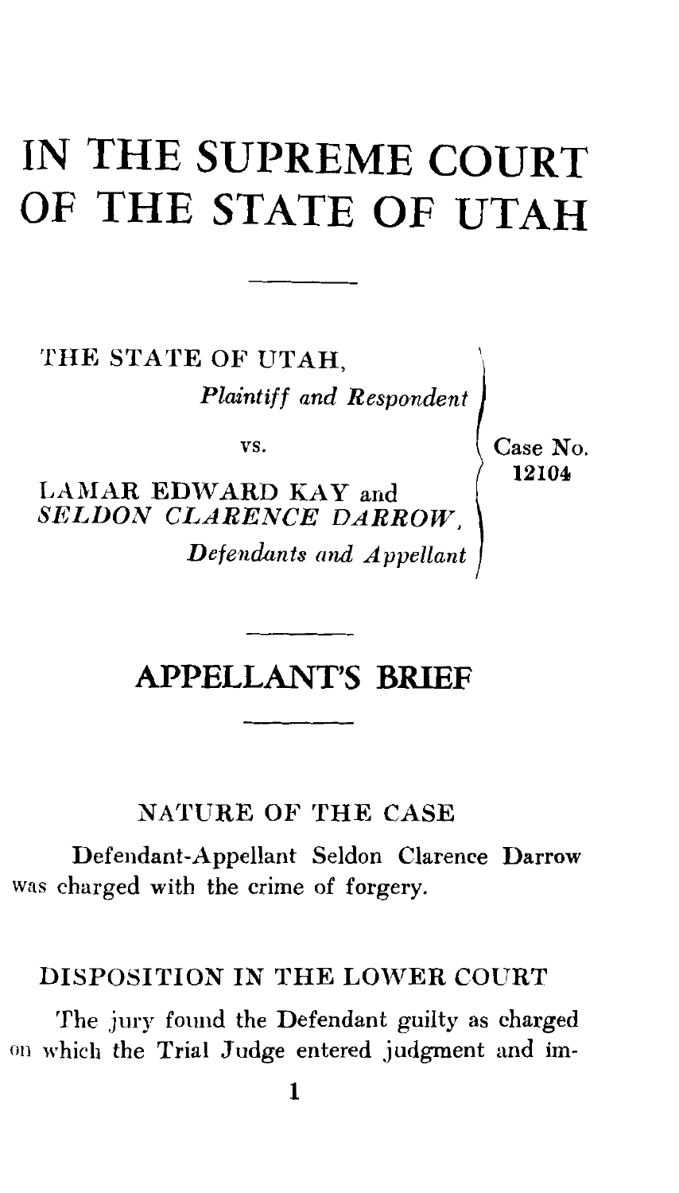# IN THE SUPREME COURT OF THE STATE OF UTAH

---

THE STATE OF UTAH,
*Plaintiff and Respondent*

vs.

LAMAR EDWARD KAY and
*SELDON CLARENCE DARROW*,
*Defendants and Appellant*

Case No. 12104

---

## APPELLANT'S BRIEF

---

### NATURE OF THE CASE

Defendant-Appellant Seldon Clarence Darrow was charged with the crime of forgery.

### DISPOSITION IN THE LOWER COURT

The jury found the Defendant guilty as charged on which the Trial Judge entered judgment and im-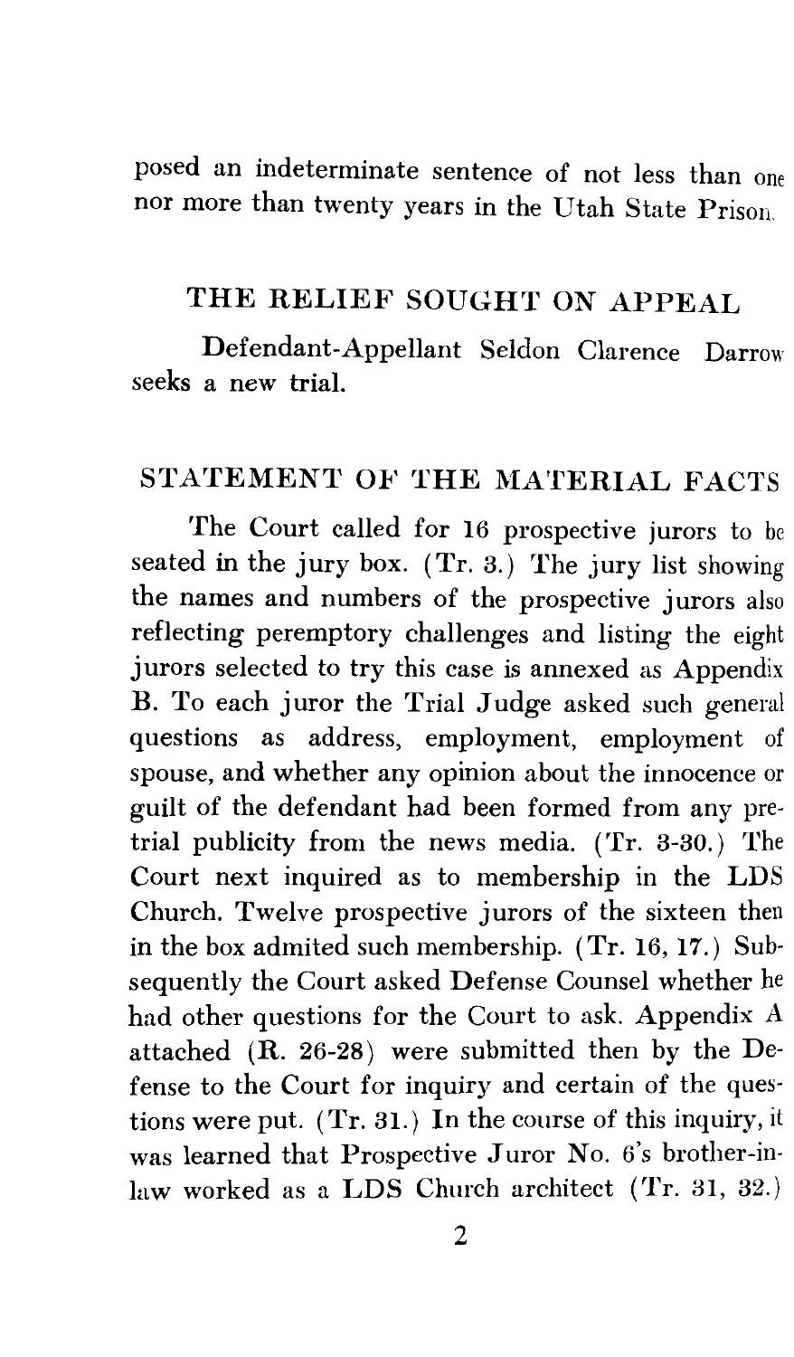posed an indeterminate sentence of not less than one nor more than twenty years in the Utah State Prison.

## THE RELIEF SOUGHT ON APPEAL

Defendant-Appellant Seldon Clarence Darrow seeks a new trial.

## STATEMENT OF THE MATERIAL FACTS

The Court called for 16 prospective jurors to be seated in the jury box. (Tr. 3.) The jury list showing the names and numbers of the prospective jurors also reflecting peremptory challenges and listing the eight jurors selected to try this case is annexed as Appendix B. To each juror the Trial Judge asked such general questions as address, employment, employment of spouse, and whether any opinion about the innocence or guilt of the defendant had been formed from any pretrial publicity from the news media. (Tr. 3-30.) The Court next inquired as to membership in the LDS Church. Twelve prospective jurors of the sixteen then in the box admited such membership. (Tr. 16, 17.) Subsequently the Court asked Defense Counsel whether he had other questions for the Court to ask. Appendix A attached (R. 26-28) were submitted then by the Defense to the Court for inquiry and certain of the questions were put. (Tr. 31.) In the course of this inquiry, it was learned that Prospective Juror No. 6's brother-in-law worked as a LDS Church architect (Tr. 31, 32.)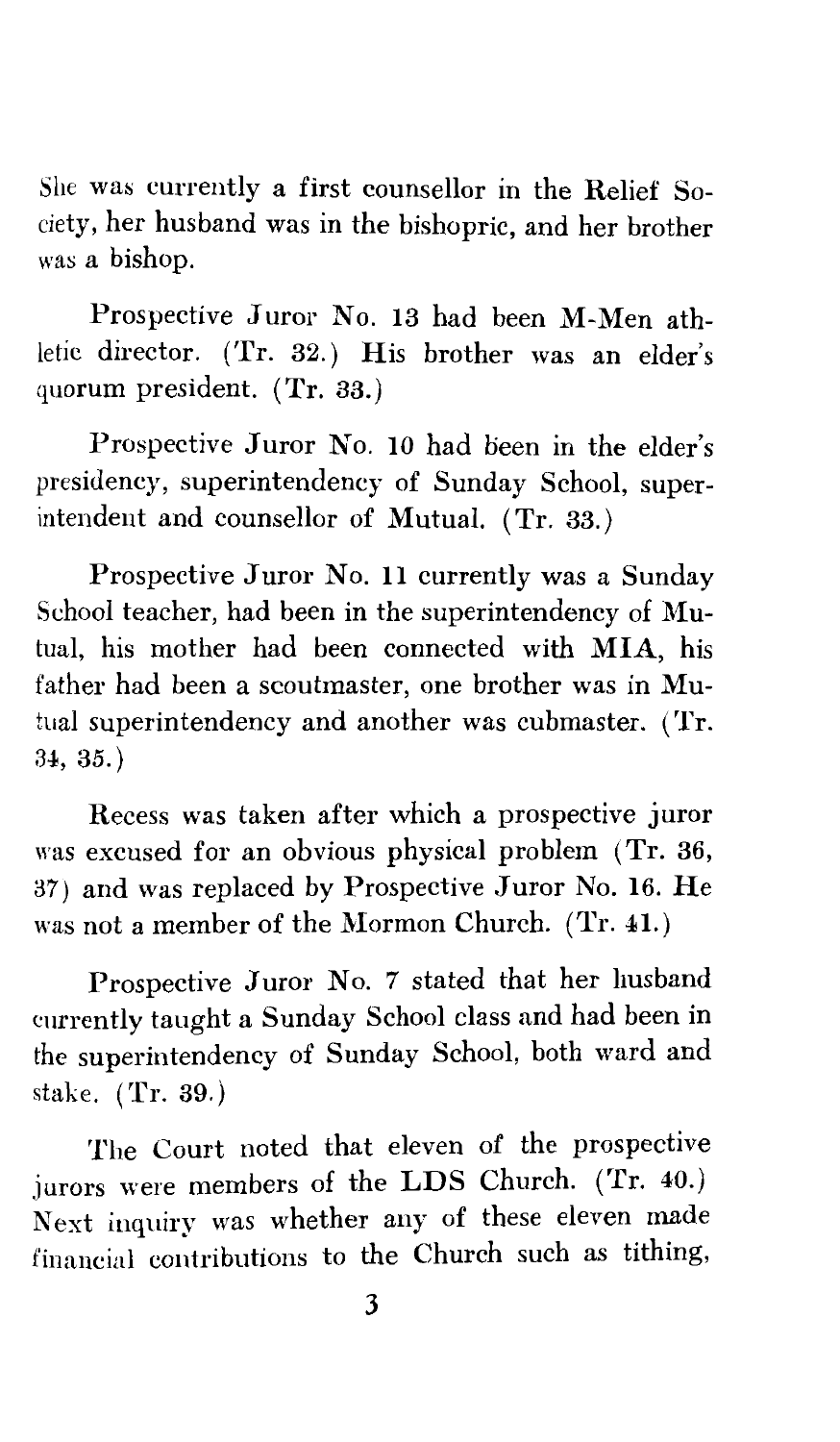She was currently a first counsellor in the Relief Society, her husband was in the bishopric, and her brother was a bishop.

Prospective Juror No. 13 had been M-Men athletic director. (Tr. 32.) His brother was an elder's quorum president. (Tr. 33.)

Prospective Juror No. 10 had been in the elder's presidency, superintendency of Sunday School, superintendent and counsellor of Mutual. (Tr. 33.)

Prospective Juror No. 11 currently was a Sunday School teacher, had been in the superintendency of Mutual, his mother had been connected with MIA, his father had been a scoutmaster, one brother was in Mutual superintendency and another was cubmaster. (Tr. 34, 35.)

Recess was taken after which a prospective juror was excused for an obvious physical problem (Tr. 36, 37) and was replaced by Prospective Juror No. 16. He was not a member of the Mormon Church. (Tr. 41.)

Prospective Juror No. 7 stated that her husband currently taught a Sunday School class and had been in the superintendency of Sunday School, both ward and stake. (Tr. 39.)

The Court noted that eleven of the prospective jurors were members of the LDS Church. (Tr. 40.) Next inquiry was whether any of these eleven made financial contributions to the Church such as tithing,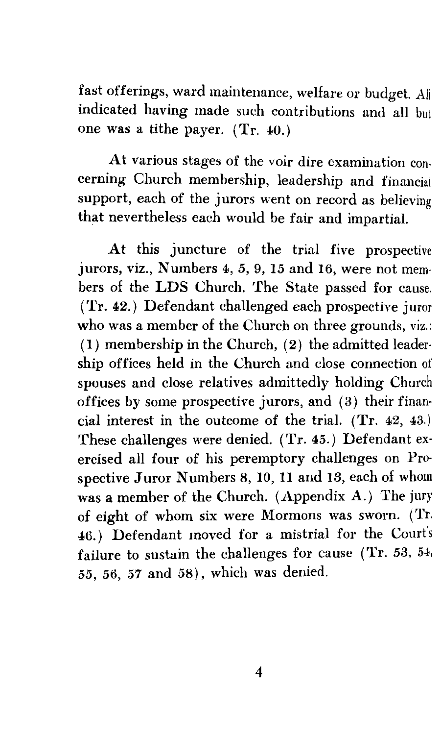fast offerings, ward maintenance, welfare or budget. All indicated having made such contributions and all but one was a tithe payer. (Tr. 40.)

At various stages of the voir dire examination concerning Church membership, leadership and financial support, each of the jurors went on record as believing that nevertheless each would be fair and impartial.

At this juncture of the trial five prospective jurors, viz., Numbers 4, 5, 9, 15 and 16, were not members of the LDS Church. The State passed for cause. (Tr. 42.) Defendant challenged each prospective juror who was a member of the Church on three grounds, viz.: (1) membership in the Church, (2) the admitted leadership offices held in the Church and close connection of spouses and close relatives admittedly holding Church offices by some prospective jurors, and (3) their financial interest in the outcome of the trial. (Tr. 42, 43.) These challenges were denied. (Tr. 45.) Defendant exercised all four of his peremptory challenges on Prospective Juror Numbers 8, 10, 11 and 13, each of whom was a member of the Church. (Appendix A.) The jury of eight of whom six were Mormons was sworn. (Tr. 46.) Defendant moved for a mistrial for the Court's failure to sustain the challenges for cause (Tr. 53, 54, 55, 56, 57 and 58), which was denied.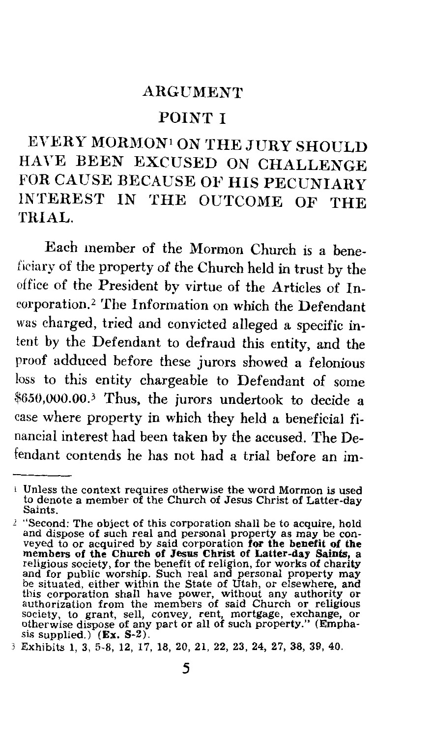## ARGUMENT

### POINT I

### EVERY MORMON[1] ON THE JURY SHOULD HAVE BEEN EXCUSED ON CHALLENGE FOR CAUSE BECAUSE OF HIS PECUNIARY INTEREST IN THE OUTCOME OF THE TRIAL.

Each member of the Mormon Church is a beneficiary of the property of the Church held in trust by the office of the President by virtue of the Articles of Incorporation.[2] The Information on which the Defendant was charged, tried and convicted alleged a specific intent by the Defendant to defraud this entity, and the proof adduced before these jurors showed a felonious loss to this entity chargeable to Defendant of some $650,000.00.[3] Thus, the jurors undertook to decide a case where property in which they held a beneficial financial interest had been taken by the accused. The Defendant contends he has not had a trial before an im-

---

[1] Unless the context requires otherwise the word Mormon is used to denote a member of the Church of Jesus Christ of Latter-day Saints.

[2] "Second: The object of this corporation shall be to acquire, hold and dispose of such real and personal property as may be conveyed to or acquired by said corporation **for the benefit of the members of the Church of Jesus Christ of Latter-day Saints,** a religious society, for the benefit of religion, for works of charity and for public worship. Such real and personal property may be situated, either within the State of Utah, or elsewhere, and this corporation shall have power, without any authority or authorization from the members of said Church or religious society, to grant, sell, convey, rent, mortgage, exchange, or otherwise dispose of any part or all of such property." (Emphasis supplied.) **(Ex. S-2).**

[3] Exhibits 1, 3, 5-8, 12, 17, 18, 20, 21, 22, 23, 24, 27, 38, 39, 40.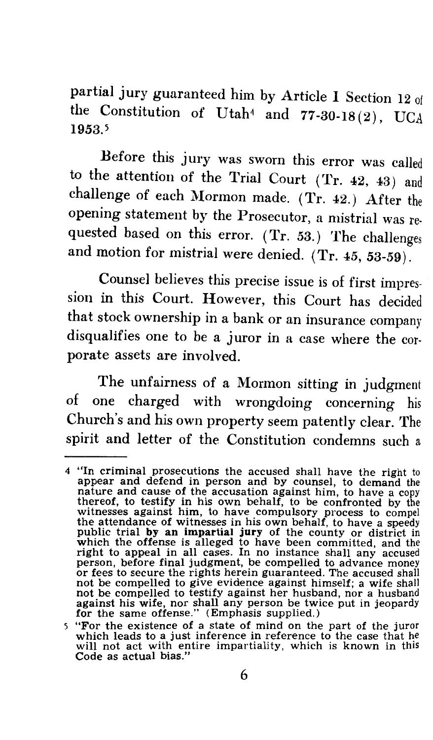partial jury guaranteed him by Article I Section 12 of the Constitution of Utah[4] and 77-30-18(2), UCA 1953.[5]

Before this jury was sworn this error was called to the attention of the Trial Court (Tr. 42, 43) and challenge of each Mormon made. (Tr. 42.) After the opening statement by the Prosecutor, a mistrial was requested based on this error. (Tr. 53.) The challenges and motion for mistrial were denied. (Tr. 45, 53-59).

Counsel believes this precise issue is of first impression in this Court. However, this Court has decided that stock ownership in a bank or an insurance company disqualifies one to be a juror in a case where the corporate assets are involved.

The unfairness of a Mormon sitting in judgment of one charged with wrongdoing concerning his Church's and his own property seem patently clear. The spirit and letter of the Constitution condemns such a

---

[4] "In criminal prosecutions the accused shall have the right to appear and defend in person and by counsel, to demand the nature and cause of the accusation against him, to have a copy thereof, to testify in his own behalf, to be confronted by the witnesses against him, to have compulsory process to compel the attendance of witnesses in his own behalf, to have a speedy public trial **by an impartial jury** of the county or district in which the offense is alleged to have been committed, and the right to appeal in all cases. In no instance shall any accused person, before final judgment, be compelled to advance money or fees to secure the rights herein guaranteed. The accused shall not be compelled to give evidence against himself; a wife shall not be compelled to testify against her husband, nor a husband against his wife, nor shall any person be twice put in jeopardy for the same offense." (Emphasis supplied.)

[5] "For the existence of a state of mind on the part of the juror which leads to a just inference in reference to the case that he will not act with entire impartiality, which is known in this Code as actual bias."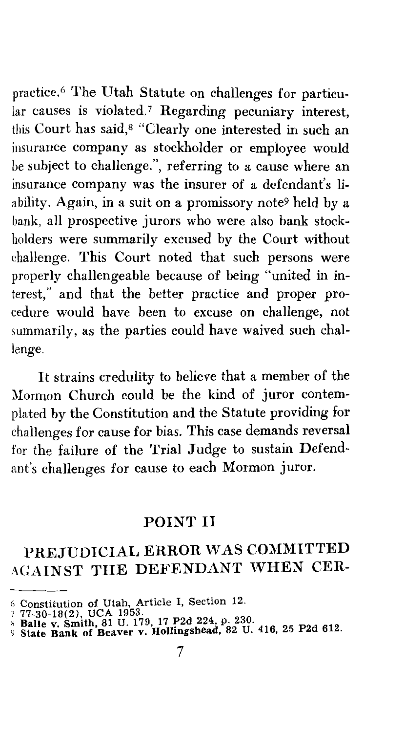practice.[6] The Utah Statute on challenges for particular causes is violated.[7] Regarding pecuniary interest, this Court has said,[8] "Clearly one interested in such an insurance company as stockholder or employee would be subject to challenge.", referring to a cause where an insurance company was the insurer of a defendant's liability. Again, in a suit on a promissory note[9] held by a bank, all prospective jurors who were also bank stockholders were summarily excused by the Court without challenge. This Court noted that such persons were properly challengeable because of being "united in interest," and that the better practice and proper procedure would have been to excuse on challenge, not summarily, as the parties could have waived such challenge.

It strains credulity to believe that a member of the Mormon Church could be the kind of juror contemplated by the Constitution and the Statute providing for challenges for cause for bias. This case demands reversal for the failure of the Trial Judge to sustain Defendant's challenges for cause to each Mormon juror.

## POINT II

## PREJUDICIAL ERROR WAS COMMITTED AGAINST THE DEFENDANT WHEN CER-

---

[6] Constitution of Utah, Article I, Section 12.

[7] 77-30-18(2), UCA 1953.

[8] **Balle v. Smith**, 81 U. 179, 17 P2d 224, p. 230.

[9] **State Bank of Beaver v. Hollingshead**, 82 U. 416, 25 P2d 612.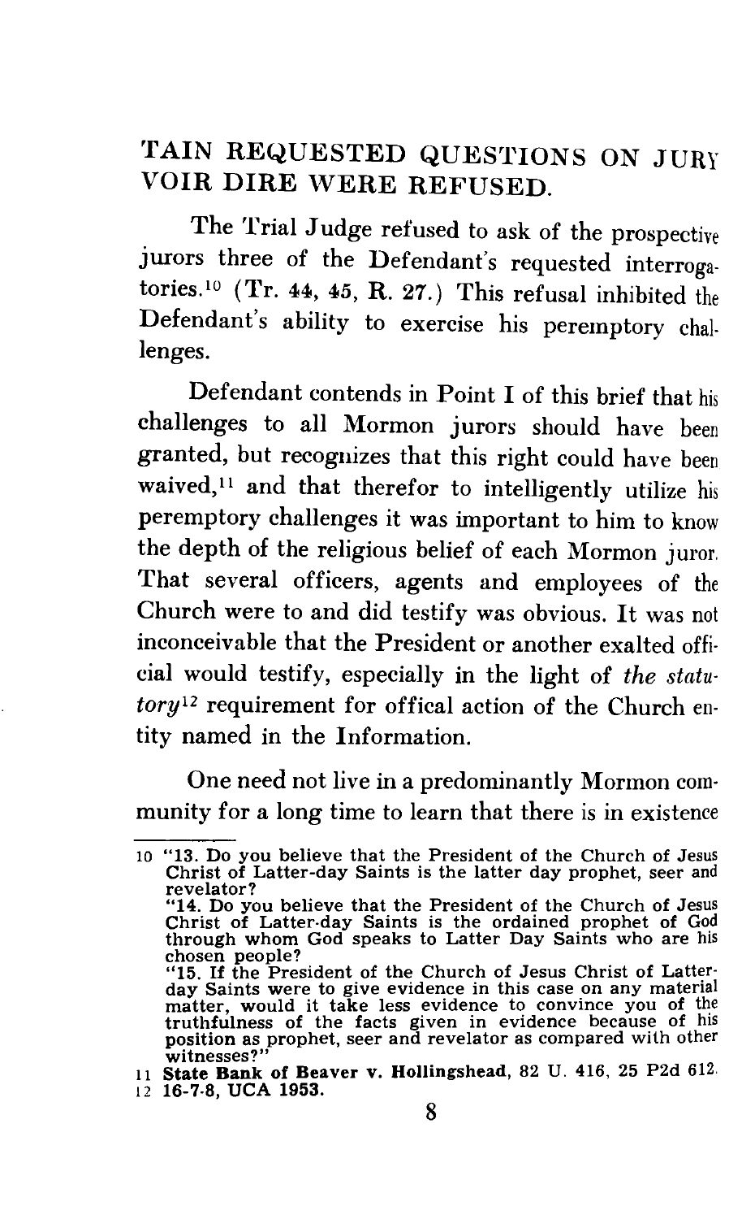## TAIN REQUESTED QUESTIONS ON JURY VOIR DIRE WERE REFUSED.

The Trial Judge refused to ask of the prospective jurors three of the Defendant's requested interrogatories.[10] (Tr. 44, 45, R. 27.) This refusal inhibited the Defendant's ability to exercise his peremptory challenges.

Defendant contends in Point I of this brief that his challenges to all Mormon jurors should have been granted, but recognizes that this right could have been waived,[11] and that therefor to intelligently utilize his peremptory challenges it was important to him to know the depth of the religious belief of each Mormon juror. That several officers, agents and employees of the Church were to and did testify was obvious. It was not inconceivable that the President or another exalted official would testify, especially in the light of *the statutory*[12] requirement for offical action of the Church entity named in the Information.

One need not live in a predominantly Mormon community for a long time to learn that there is in existence

---

10 "13. Do you believe that the President of the Church of Jesus Christ of Latter-day Saints is the latter day prophet, seer and revelator?
"14. Do you believe that the President of the Church of Jesus Christ of Latter-day Saints is the ordained prophet of God through whom God speaks to Latter Day Saints who are his chosen people?
"15. If the President of the Church of Jesus Christ of Latter-day Saints were to give evidence in this case on any material matter, would it take less evidence to convince you of the truthfulness of the facts given in evidence because of his position as prophet, seer and revelator as compared with other witnesses?"

11 **State Bank of Beaver v. Hollingshead**, 82 U. 416, 25 P2d 612.

12 **16-7-8, UCA 1953.**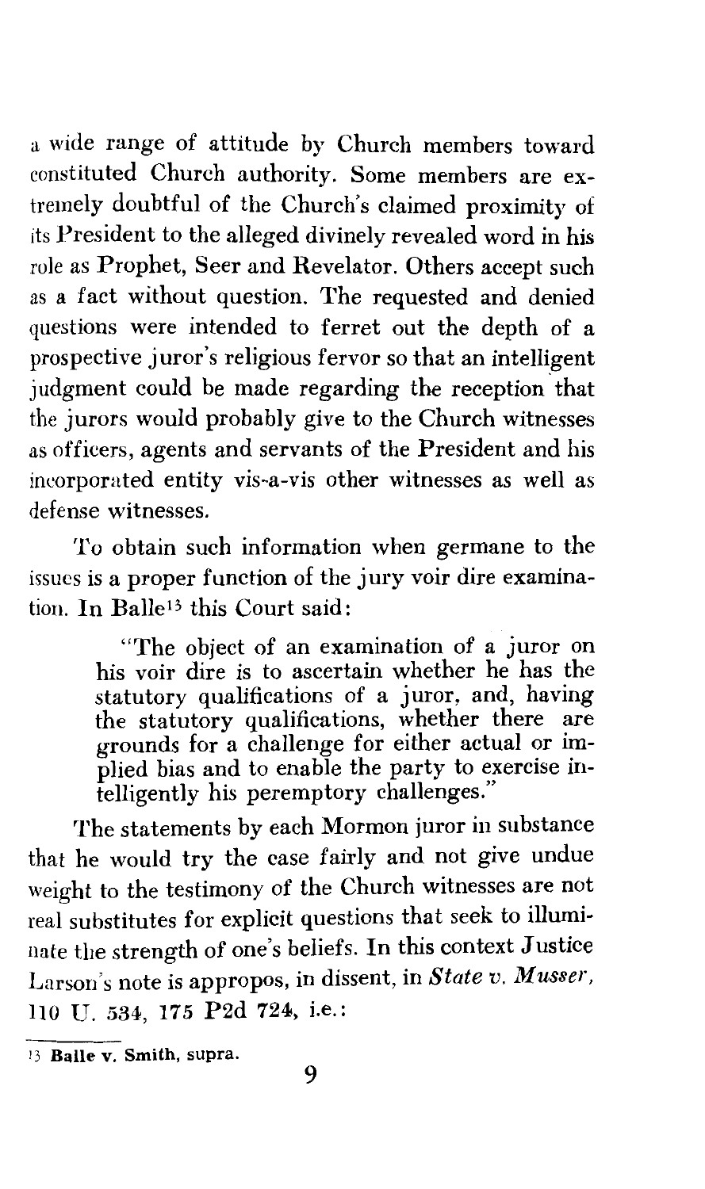a wide range of attitude by Church members toward constituted Church authority. Some members are extremely doubtful of the Church's claimed proximity of its President to the alleged divinely revealed word in his role as Prophet, Seer and Revelator. Others accept such as a fact without question. The requested and denied questions were intended to ferret out the depth of a prospective juror's religious fervor so that an intelligent judgment could be made regarding the reception that the jurors would probably give to the Church witnesses as officers, agents and servants of the President and his incorporated entity vis-a-vis other witnesses as well as defense witnesses.

To obtain such information when germane to the issues is a proper function of the jury voir dire examination. In Balle[13] this Court said:

> "The object of an examination of a juror on his voir dire is to ascertain whether he has the statutory qualifications of a juror, and, having the statutory qualifications, whether there are grounds for a challenge for either actual or implied bias and to enable the party to exercise intelligently his peremptory challenges."

The statements by each Mormon juror in substance that he would try the case fairly and not give undue weight to the testimony of the Church witnesses are not real substitutes for explicit questions that seek to illuminate the strength of one's beliefs. In this context Justice Larson's note is appropos, in dissent, in *State v. Musser*, 110 U. 534, 175 P2d 724, i.e.:

---

[13] **Balle v. Smith, supra.**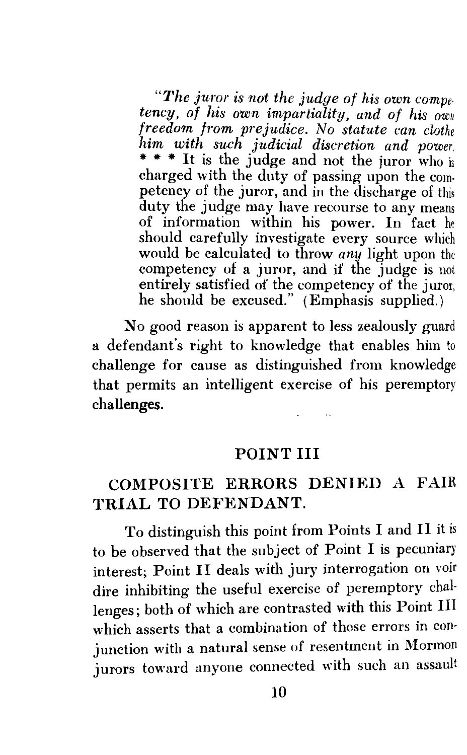> "*The juror is not the judge of his own competency, of his own impartiality, and of his own freedom from prejudice. No statute can clothe him with such judicial discretion and power.* * * * It is the judge and not the juror who is charged with the duty of passing upon the competency of the juror, and in the discharge of this duty the judge may have recourse to any means of information within his power. In fact he should carefully investigate every source which would be calculated to throw *any* light upon the competency of a juror, and if the judge is not entirely satisfied of the competency of the juror, he should be excused." (Emphasis supplied.)

No good reason is apparent to less zealously guard a defendant's right to knowledge that enables him to challenge for cause as distinguished from knowledge that permits an intelligent exercise of his peremptory challenges.

## POINT III

## COMPOSITE ERRORS DENIED A FAIR TRIAL TO DEFENDANT.

To distinguish this point from Points I and II it is to be observed that the subject of Point I is pecuniary interest; Point II deals with jury interrogation on voir dire inhibiting the useful exercise of peremptory challenges; both of which are contrasted with this Point III which asserts that a combination of those errors in conjunction with a natural sense of resentment in Mormon jurors toward anyone connected with such an assault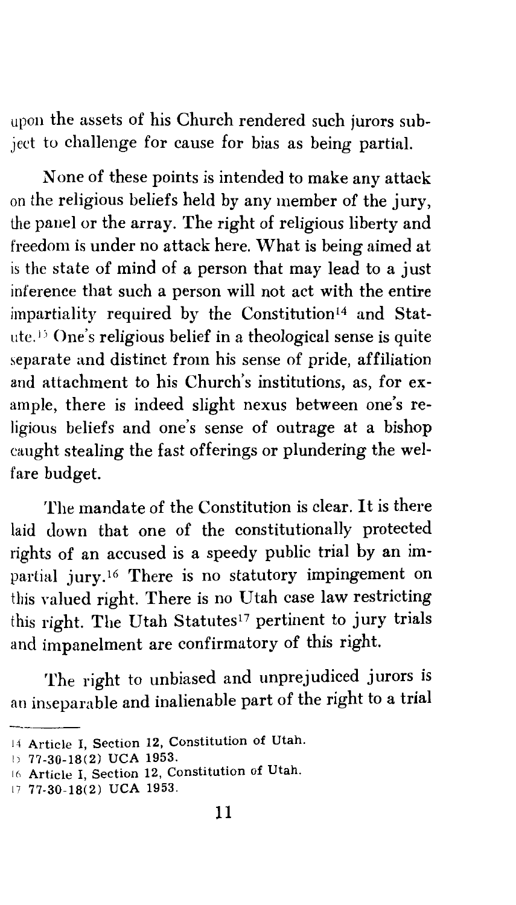upon the assets of his Church rendered such jurors subject to challenge for cause for bias as being partial.

None of these points is intended to make any attack on the religious beliefs held by any member of the jury, the panel or the array. The right of religious liberty and freedom is under no attack here. What is being aimed at is the state of mind of a person that may lead to a just inference that such a person will not act with the entire impartiality required by the Constitution[14] and Statute.[15] One's religious belief in a theological sense is quite separate and distinct from his sense of pride, affiliation and attachment to his Church's institutions, as, for example, there is indeed slight nexus between one's religious beliefs and one's sense of outrage at a bishop caught stealing the fast offerings or plundering the welfare budget.

The mandate of the Constitution is clear. It is there laid down that one of the constitutionally protected rights of an accused is a speedy public trial by an impartial jury.[16] There is no statutory impingement on this valued right. There is no Utah case law restricting this right. The Utah Statutes[17] pertinent to jury trials and impanelment are confirmatory of this right.

The right to unbiased and unprejudiced jurors is an inseparable and inalienable part of the right to a trial

---

14 Article I, Section 12, Constitution of Utah.

15 77-30-18(2) UCA 1953.

16 Article I, Section 12, Constitution of Utah.

17 77-30-18(2) UCA 1953.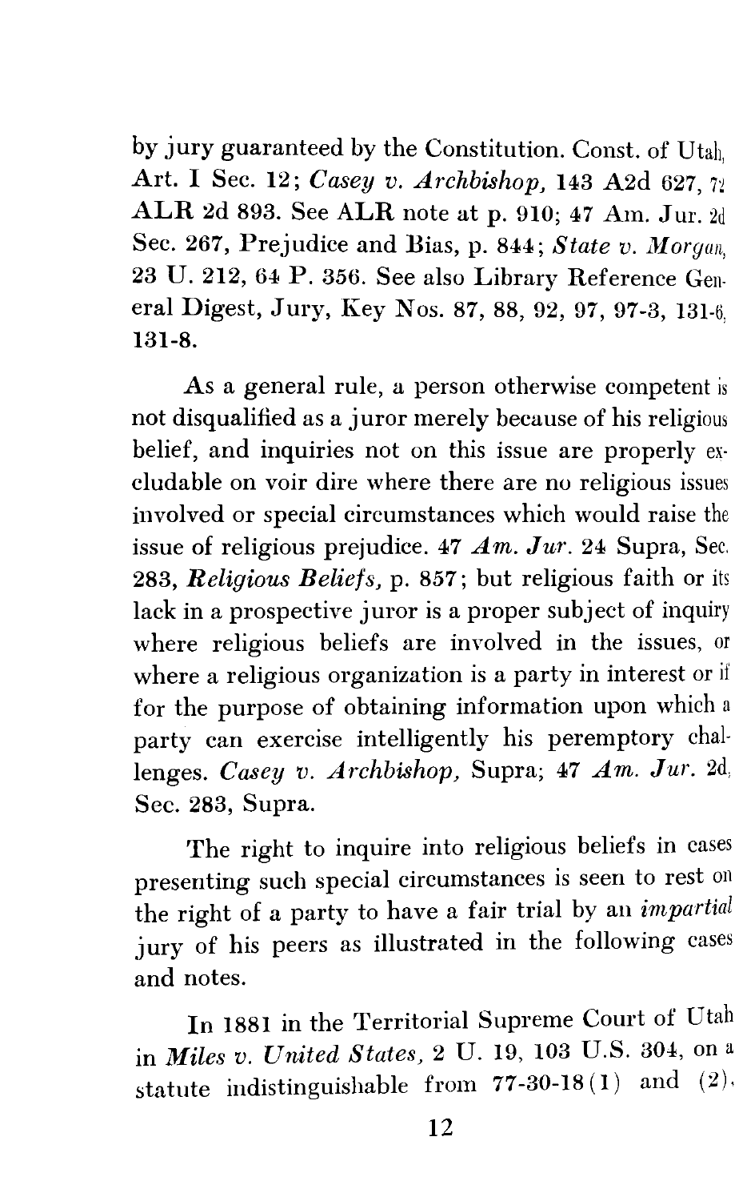by jury guaranteed by the Constitution. Const. of Utah, Art. I Sec. 12; *Casey v. Archbishop,* 143 A2d 627, 72 ALR 2d 893. See ALR note at p. 910; 47 Am. Jur. 2d Sec. 267, Prejudice and Bias, p. 844; *State v. Morgan,* 23 U. 212, 64 P. 356. See also Library Reference General Digest, Jury, Key Nos. 87, 88, 92, 97, 97-3, 131-6, 131-8.

As a general rule, a person otherwise competent is not disqualified as a juror merely because of his religious belief, and inquiries not on this issue are properly excludable on voir dire where there are no religious issues involved or special circumstances which would raise the issue of religious prejudice. 47 *Am. Jur.* 24 Supra, Sec. 283, ***Religious Beliefs,*** p. 857; but religious faith or its lack in a prospective juror is a proper subject of inquiry where religious beliefs are involved in the issues, or where a religious organization is a party in interest or if for the purpose of obtaining information upon which a party can exercise intelligently his peremptory challenges. *Casey v. Archbishop,* Supra; 47 *Am. Jur.* 2d, Sec. 283, Supra.

The right to inquire into religious beliefs in cases presenting such special circumstances is seen to rest on the right of a party to have a fair trial by an *impartial* jury of his peers as illustrated in the following cases and notes.

In 1881 in the Territorial Supreme Court of Utah in ***Miles v. United States,*** 2 U. 19, 103 U.S. 304, on a statute indistinguishable from 77-30-18(1) and (2),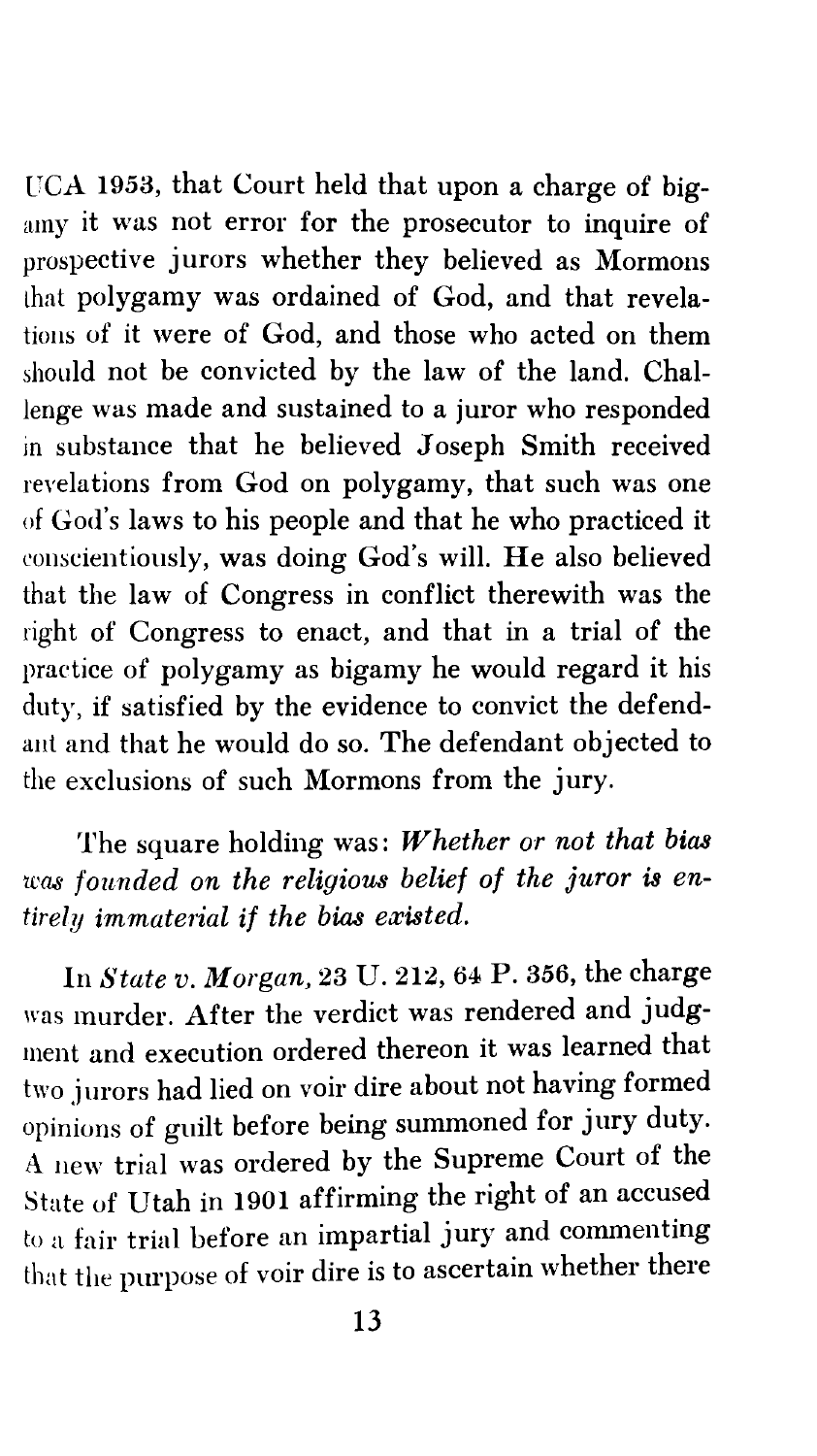UCA 1953, that Court held that upon a charge of bigamy it was not error for the prosecutor to inquire of prospective jurors whether they believed as Mormons that polygamy was ordained of God, and that revelations of it were of God, and those who acted on them should not be convicted by the law of the land. Challenge was made and sustained to a juror who responded in substance that he believed Joseph Smith received revelations from God on polygamy, that such was one of God's laws to his people and that he who practiced it conscientiously, was doing God's will. He also believed that the law of Congress in conflict therewith was the right of Congress to enact, and that in a trial of the practice of polygamy as bigamy he would regard it his duty, if satisfied by the evidence to convict the defendant and that he would do so. The defendant objected to the exclusions of such Mormons from the jury.

The square holding was: *Whether or not that bias was founded on the religious belief of the juror is entirely immaterial if the bias existed.*

In *State v. Morgan,* 23 U. 212, 64 P. 356, the charge was murder. After the verdict was rendered and judgment and execution ordered thereon it was learned that two jurors had lied on voir dire about not having formed opinions of guilt before being summoned for jury duty. A new trial was ordered by the Supreme Court of the State of Utah in 1901 affirming the right of an accused to a fair trial before an impartial jury and commenting that the purpose of voir dire is to ascertain whether there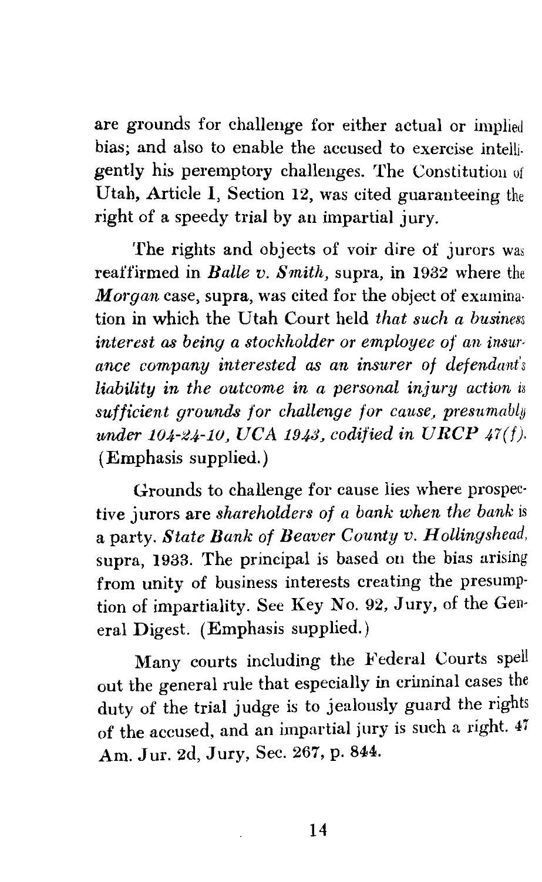are grounds for challenge for either actual or implied bias; and also to enable the accused to exercise intelligently his peremptory challenges. The Constitution of Utah, Article I, Section 12, was cited guaranteeing the right of a speedy trial by an impartial jury.

The rights and objects of voir dire of jurors was reaffirmed in ***Balle v. Smith***, supra, in 1932 where the ***Morgan*** case, supra, was cited for the object of examination in which the Utah Court held *that such a business interest as being a stockholder or employee of an insurance company interested as an insurer of defendant's liability in the outcome in a personal injury action is sufficient grounds for challenge for cause, presumably under 104-24-10, UCA 1943, codified in URCP 47(f).* (Emphasis supplied.)

Grounds to challenge for cause lies where prospective jurors are *shareholders of a bank when the bank* is a party. ***State Bank of Beaver County v. Hollingshead***, supra, 1933. The principal is based on the bias arising from unity of business interests creating the presumption of impartiality. See Key No. 92, Jury, of the General Digest. (Emphasis supplied.)

Many courts including the Federal Courts spell out the general rule that especially in criminal cases the duty of the trial judge is to jealously guard the rights of the accused, and an impartial jury is such a right. 47 Am. Jur. 2d, Jury, Sec. 267, p. 844.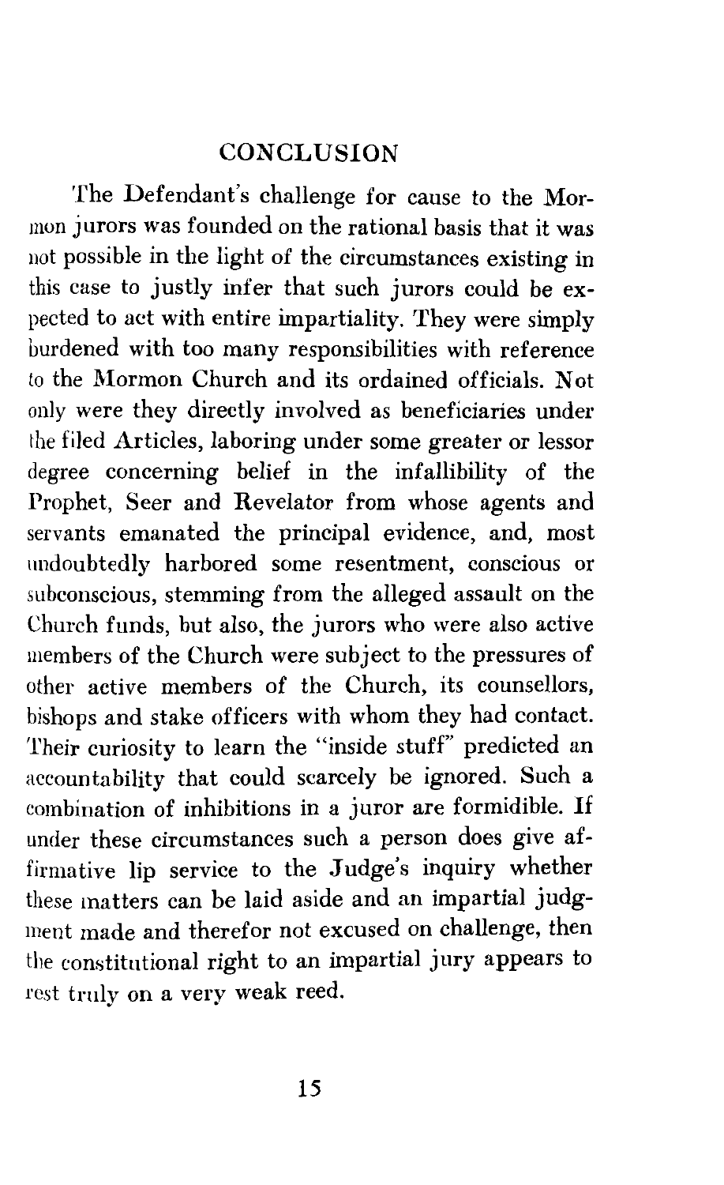## CONCLUSION

The Defendant's challenge for cause to the Mormon jurors was founded on the rational basis that it was not possible in the light of the circumstances existing in this case to justly infer that such jurors could be expected to act with entire impartiality. They were simply burdened with too many responsibilities with reference to the Mormon Church and its ordained officials. Not only were they directly involved as beneficiaries under the filed Articles, laboring under some greater or lessor degree concerning belief in the infallibility of the Prophet, Seer and Revelator from whose agents and servants emanated the principal evidence, and, most undoubtedly harbored some resentment, conscious or subconscious, stemming from the alleged assault on the Church funds, but also, the jurors who were also active members of the Church were subject to the pressures of other active members of the Church, its counsellors, bishops and stake officers with whom they had contact. Their curiosity to learn the "inside stuff" predicted an accountability that could scarcely be ignored. Such a combination of inhibitions in a juror are formidible. If under these circumstances such a person does give affirmative lip service to the Judge's inquiry whether these matters can be laid aside and an impartial judgment made and therefor not excused on challenge, then the constitutional right to an impartial jury appears to rest truly on a very weak reed.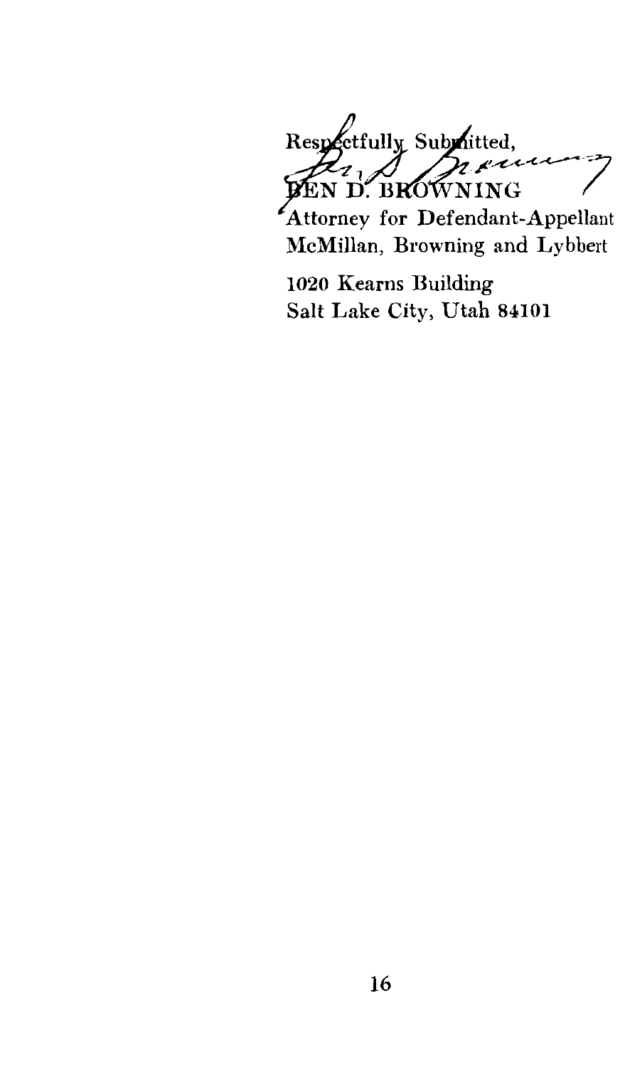Respectfully Submitted,

BEN D. BROWNING

Attorney for Defendant-Appellant

McMillan, Browning and Lybbert

1020 Kearns Building

Salt Lake City, Utah 84101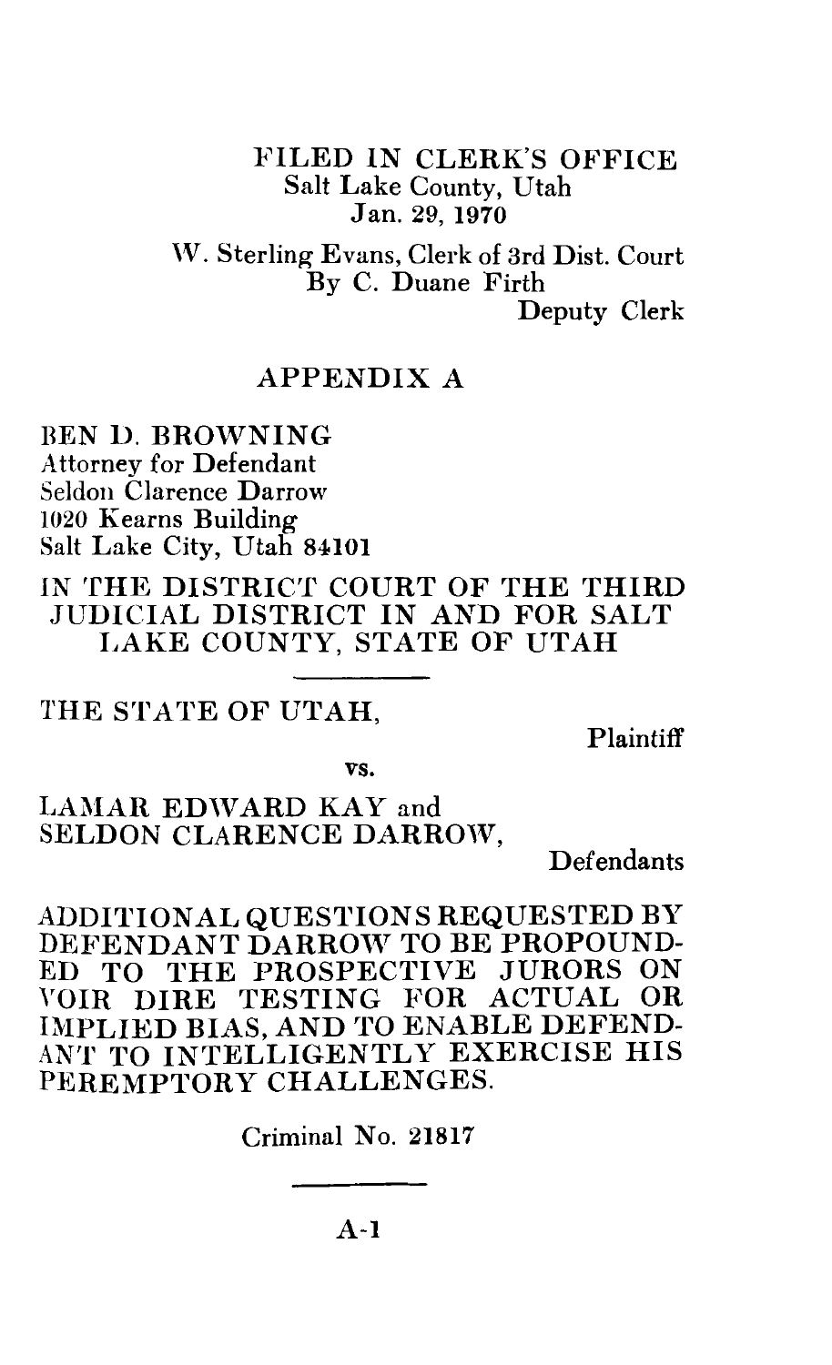FILED IN CLERK'S OFFICE
Salt Lake County, Utah
Jan. 29, 1970

W. Sterling Evans, Clerk of 3rd Dist. Court
By C. Duane Firth
Deputy Clerk

## APPENDIX A

BEN D. BROWNING
Attorney for Defendant
Seldon Clarence Darrow
1020 Kearns Building
Salt Lake City, Utah 84101

IN THE DISTRICT COURT OF THE THIRD JUDICIAL DISTRICT IN AND FOR SALT LAKE COUNTY, STATE OF UTAH

---

THE STATE OF UTAH,

Plaintiff

vs.

LAMAR EDWARD KAY and SELDON CLARENCE DARROW,

Defendants

ADDITIONAL QUESTIONS REQUESTED BY DEFENDANT DARROW TO BE PROPOUNDED TO THE PROSPECTIVE JURORS ON VOIR DIRE TESTING FOR ACTUAL OR IMPLIED BIAS, AND TO ENABLE DEFENDANT TO INTELLIGENTLY EXERCISE HIS PEREMPTORY CHALLENGES.

Criminal No. 21817

---

A-1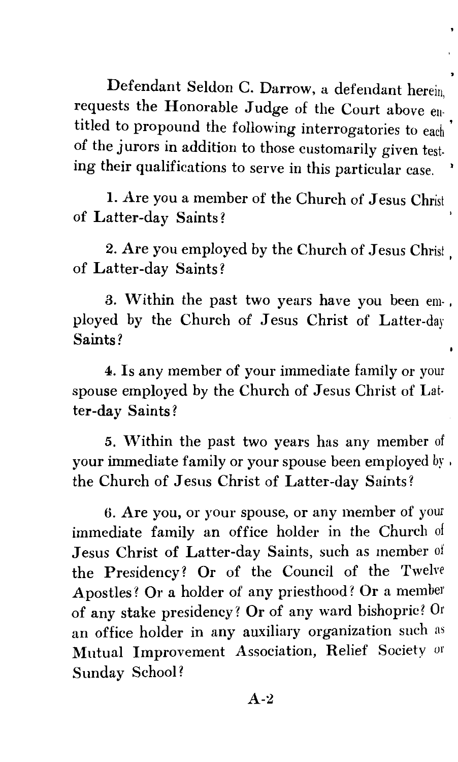Defendant Seldon C. Darrow, a defendant herein, requests the Honorable Judge of the Court above entitled to propound the following interrogatories to each of the jurors in addition to those customarily given testing their qualifications to serve in this particular case.

1. Are you a member of the Church of Jesus Christ of Latter-day Saints?

2. Are you employed by the Church of Jesus Christ of Latter-day Saints?

3. Within the past two years have you been employed by the Church of Jesus Christ of Latter-day Saints?

4. Is any member of your immediate family or your spouse employed by the Church of Jesus Christ of Latter-day Saints?

5. Within the past two years has any member of your immediate family or your spouse been employed by the Church of Jesus Christ of Latter-day Saints?

6. Are you, or your spouse, or any member of your immediate family an office holder in the Church of Jesus Christ of Latter-day Saints, such as member of the Presidency? Or of the Council of the Twelve Apostles? Or a holder of any priesthood? Or a member of any stake presidency? Or of any ward bishopric? Or an office holder in any auxiliary organization such as Mutual Improvement Association, Relief Society or Sunday School?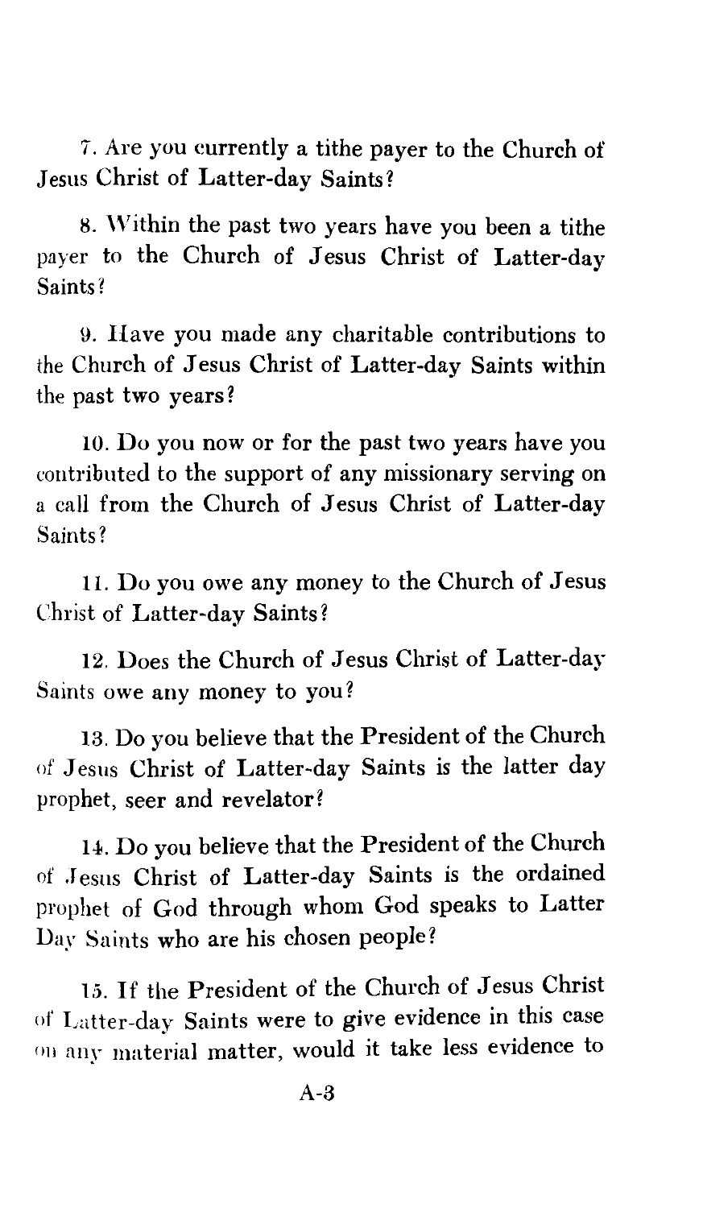7. Are you currently a tithe payer to the Church of Jesus Christ of Latter-day Saints?

8. Within the past two years have you been a tithe payer to the Church of Jesus Christ of Latter-day Saints?

9. Have you made any charitable contributions to the Church of Jesus Christ of Latter-day Saints within the past two years?

10. Do you now or for the past two years have you contributed to the support of any missionary serving on a call from the Church of Jesus Christ of Latter-day Saints?

11. Do you owe any money to the Church of Jesus Christ of Latter-day Saints?

12. Does the Church of Jesus Christ of Latter-day Saints owe any money to you?

13. Do you believe that the President of the Church of Jesus Christ of Latter-day Saints is the latter day prophet, seer and revelator?

14. Do you believe that the President of the Church of Jesus Christ of Latter-day Saints is the ordained prophet of God through whom God speaks to Latter Day Saints who are his chosen people?

15. If the President of the Church of Jesus Christ of Latter-day Saints were to give evidence in this case on any material matter, would it take less evidence to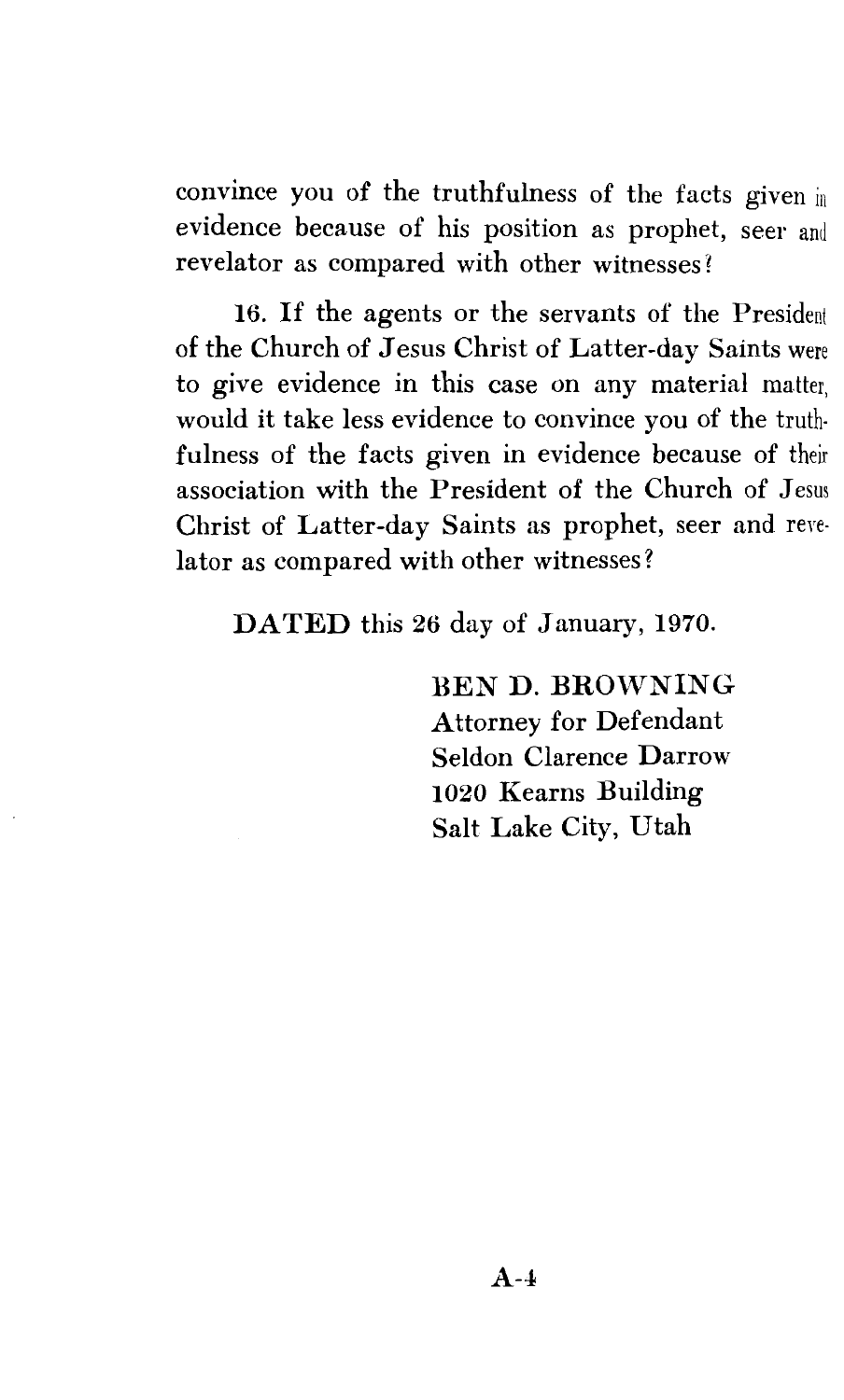convince you of the truthfulness of the facts given in evidence because of his position as prophet, seer and revelator as compared with other witnesses?

16. If the agents or the servants of the President of the Church of Jesus Christ of Latter-day Saints were to give evidence in this case on any material matter, would it take less evidence to convince you of the truthfulness of the facts given in evidence because of their association with the President of the Church of Jesus Christ of Latter-day Saints as prophet, seer and revelator as compared with other witnesses?

**DATED** this 26 day of January, 1970.

BEN D. BROWNING
Attorney for Defendant
Seldon Clarence Darrow
1020 Kearns Building
Salt Lake City, Utah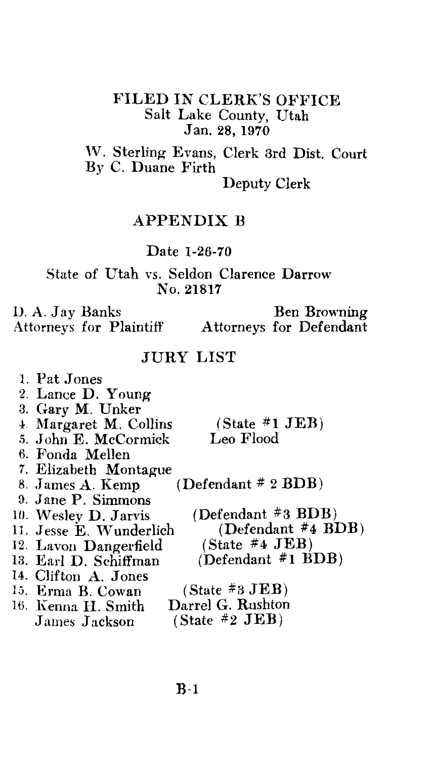FILED IN CLERK'S OFFICE
Salt Lake County, Utah
Jan. 28, 1970

W. Sterling Evans, Clerk 3rd Dist. Court
By C. Duane Firth
Deputy Clerk

## APPENDIX B

Date 1-26-70

State of Utah vs. Seldon Clarence Darrow
No. 21817

| | |
|---|---|
| D. A. Jay Banks | Ben Browning |
| Attorneys for Plaintiff | Attorneys for Defendant |

## JURY LIST

| | |
|---|---|
| 1. Pat Jones | |
| 2. Lance D. Young | |
| 3. Gary M. Unker | |
| 4. Margaret M. Collins | (State #1 JEB) |
| 5. John E. McCormick | Leo Flood |
| 6. Fonda Mellen | |
| 7. Elizabeth Montague | |
| 8. James A. Kemp | (Defendant # 2 BDB) |
| 9. Jane P. Simmons | |
| 10. Wesley D. Jarvis | (Defendant #3 BDB) |
| 11. Jesse E. Wunderlich | (Defendant #4 BDB) |
| 12. Lavon Dangerfield | (State #4 JEB) |
| 13. Earl D. Schiffman | (Defendant #1 BDB) |
| 14. Clifton A. Jones | |
| 15. Erma B. Cowan | (State #3 JEB) |
| 16. Kenna H. Smith | Darrel G. Rushton |
| James Jackson | (State #2 JEB) |